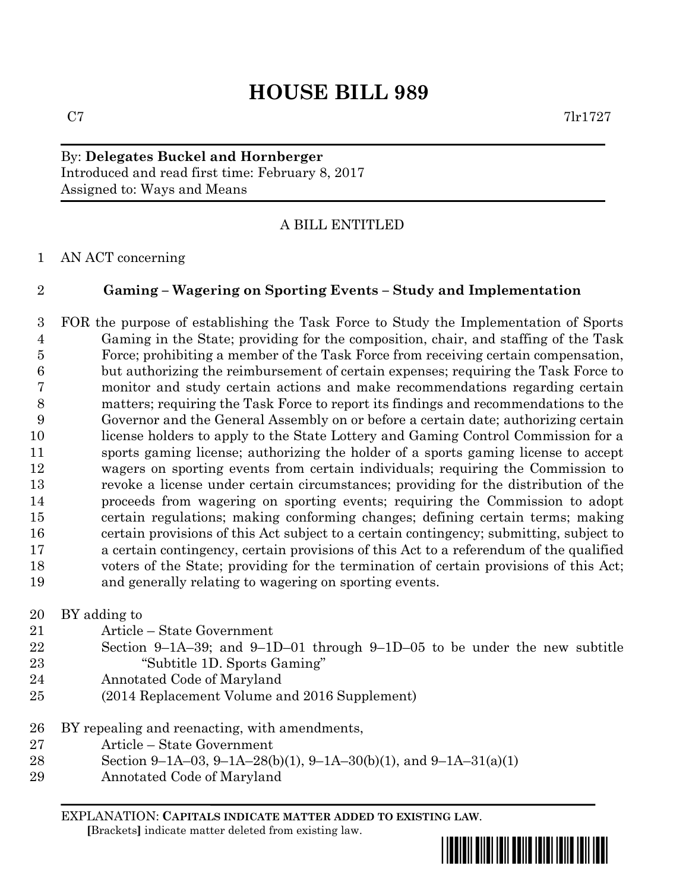# HOUSE BILL 989

C7 7lr1727

By: **Delegates Buckel and Hornberger**
Introduced and read first time: February 8, 2017
Assigned to: Ways and Means

A BILL ENTITLED

1 AN ACT concerning

2 **Gaming – Wagering on Sporting Events – Study and Implementation**

3 FOR the purpose of establishing the Task Force to Study the Implementation of Sports
4 Gaming in the State; providing for the composition, chair, and staffing of the Task
5 Force; prohibiting a member of the Task Force from receiving certain compensation,
6 but authorizing the reimbursement of certain expenses; requiring the Task Force to
7 monitor and study certain actions and make recommendations regarding certain
8 matters; requiring the Task Force to report its findings and recommendations to the
9 Governor and the General Assembly on or before a certain date; authorizing certain
10 license holders to apply to the State Lottery and Gaming Control Commission for a
11 sports gaming license; authorizing the holder of a sports gaming license to accept
12 wagers on sporting events from certain individuals; requiring the Commission to
13 revoke a license under certain circumstances; providing for the distribution of the
14 proceeds from wagering on sporting events; requiring the Commission to adopt
15 certain regulations; making conforming changes; defining certain terms; making
16 certain provisions of this Act subject to a certain contingency; submitting, subject to
17 a certain contingency, certain provisions of this Act to a referendum of the qualified
18 voters of the State; providing for the termination of certain provisions of this Act;
19 and generally relating to wagering on sporting events.

20 BY adding to
21 Article – State Government
22 Section 9–1A–39; and 9–1D–01 through 9–1D–05 to be under the new subtitle
23 "Subtitle 1D. Sports Gaming"
24 Annotated Code of Maryland
25 (2014 Replacement Volume and 2016 Supplement)

26 BY repealing and reenacting, with amendments,
27 Article – State Government
28 Section 9–1A–03, 9–1A–28(b)(1), 9–1A–30(b)(1), and 9–1A–31(a)(1)
29 Annotated Code of Maryland

EXPLANATION: **CAPITALS INDICATE MATTER ADDED TO EXISTING LAW.**
**[**Brackets**]** indicate matter deleted from existing law.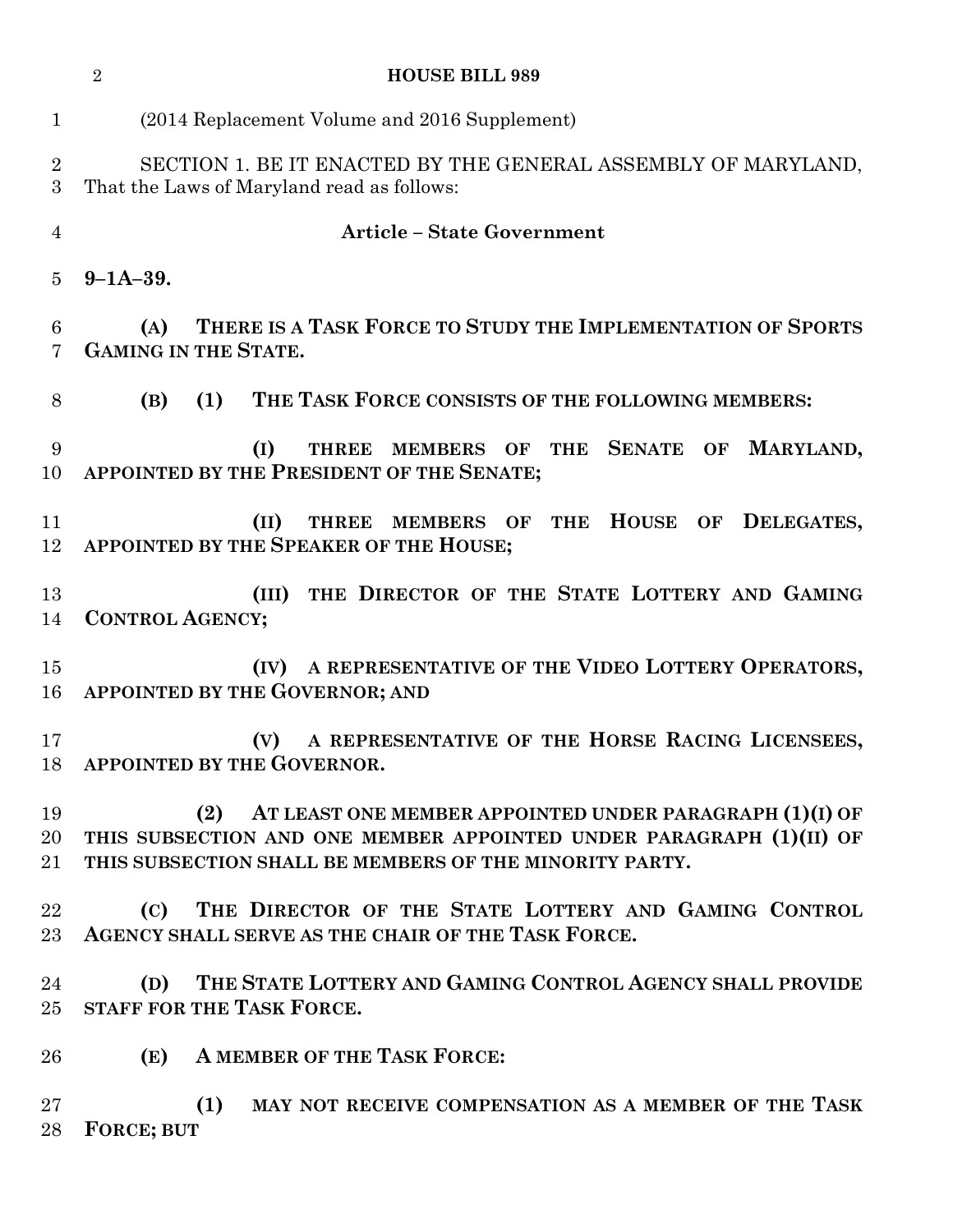(2014 Replacement Volume and 2016 Supplement)

SECTION 1. BE IT ENACTED BY THE GENERAL ASSEMBLY OF MARYLAND, That the Laws of Maryland read as follows:

**Article – State Government**

**9–1A–39.**

**(A) THERE IS A TASK FORCE TO STUDY THE IMPLEMENTATION OF SPORTS GAMING IN THE STATE.**

**(B) (1) THE TASK FORCE CONSISTS OF THE FOLLOWING MEMBERS:**

**(I) THREE MEMBERS OF THE SENATE OF MARYLAND, APPOINTED BY THE PRESIDENT OF THE SENATE;**

**(II) THREE MEMBERS OF THE HOUSE OF DELEGATES, APPOINTED BY THE SPEAKER OF THE HOUSE;**

**(III) THE DIRECTOR OF THE STATE LOTTERY AND GAMING CONTROL AGENCY;**

**(IV) A REPRESENTATIVE OF THE VIDEO LOTTERY OPERATORS, APPOINTED BY THE GOVERNOR; AND**

**(V) A REPRESENTATIVE OF THE HORSE RACING LICENSEES, APPOINTED BY THE GOVERNOR.**

**(2) AT LEAST ONE MEMBER APPOINTED UNDER PARAGRAPH (1)(I) OF THIS SUBSECTION AND ONE MEMBER APPOINTED UNDER PARAGRAPH (1)(II) OF THIS SUBSECTION SHALL BE MEMBERS OF THE MINORITY PARTY.**

**(C) THE DIRECTOR OF THE STATE LOTTERY AND GAMING CONTROL AGENCY SHALL SERVE AS THE CHAIR OF THE TASK FORCE.**

**(D) THE STATE LOTTERY AND GAMING CONTROL AGENCY SHALL PROVIDE STAFF FOR THE TASK FORCE.**

**(E) A MEMBER OF THE TASK FORCE:**

**(1) MAY NOT RECEIVE COMPENSATION AS A MEMBER OF THE TASK FORCE; BUT**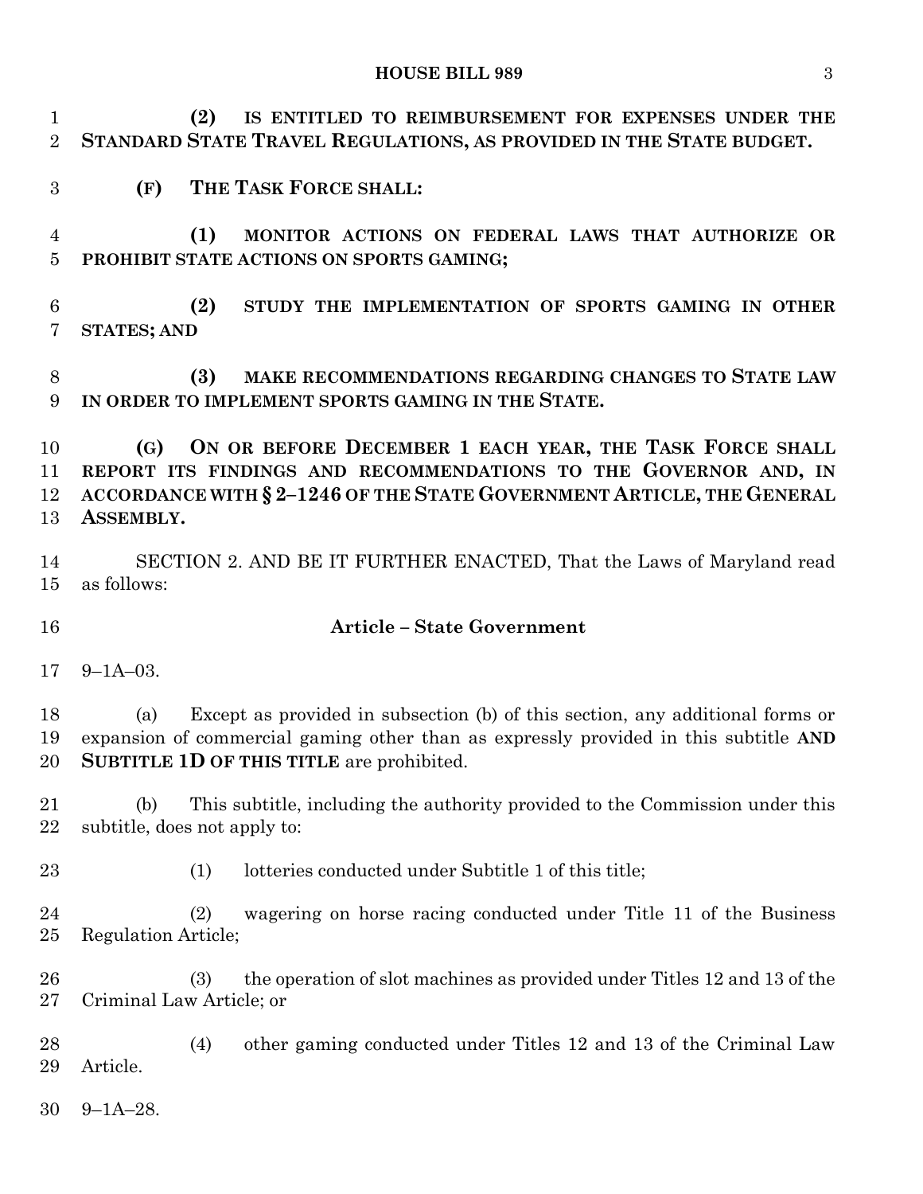**(2) IS ENTITLED TO REIMBURSEMENT FOR EXPENSES UNDER THE STANDARD STATE TRAVEL REGULATIONS, AS PROVIDED IN THE STATE BUDGET.**

**(F) THE TASK FORCE SHALL:**

**(1) MONITOR ACTIONS ON FEDERAL LAWS THAT AUTHORIZE OR PROHIBIT STATE ACTIONS ON SPORTS GAMING;**

**(2) STUDY THE IMPLEMENTATION OF SPORTS GAMING IN OTHER STATES; AND**

**(3) MAKE RECOMMENDATIONS REGARDING CHANGES TO STATE LAW IN ORDER TO IMPLEMENT SPORTS GAMING IN THE STATE.**

**(G) ON OR BEFORE DECEMBER 1 EACH YEAR, THE TASK FORCE SHALL REPORT ITS FINDINGS AND RECOMMENDATIONS TO THE GOVERNOR AND, IN ACCORDANCE WITH § 2–1246 OF THE STATE GOVERNMENT ARTICLE, THE GENERAL ASSEMBLY.**

SECTION 2. AND BE IT FURTHER ENACTED, That the Laws of Maryland read as follows:

**Article – State Government**

9–1A–03.

(a) Except as provided in subsection (b) of this section, any additional forms or expansion of commercial gaming other than as expressly provided in this subtitle **AND SUBTITLE 1D OF THIS TITLE** are prohibited.

(b) This subtitle, including the authority provided to the Commission under this subtitle, does not apply to:

(1) lotteries conducted under Subtitle 1 of this title;

(2) wagering on horse racing conducted under Title 11 of the Business Regulation Article;

(3) the operation of slot machines as provided under Titles 12 and 13 of the Criminal Law Article; or

(4) other gaming conducted under Titles 12 and 13 of the Criminal Law Article.

9–1A–28.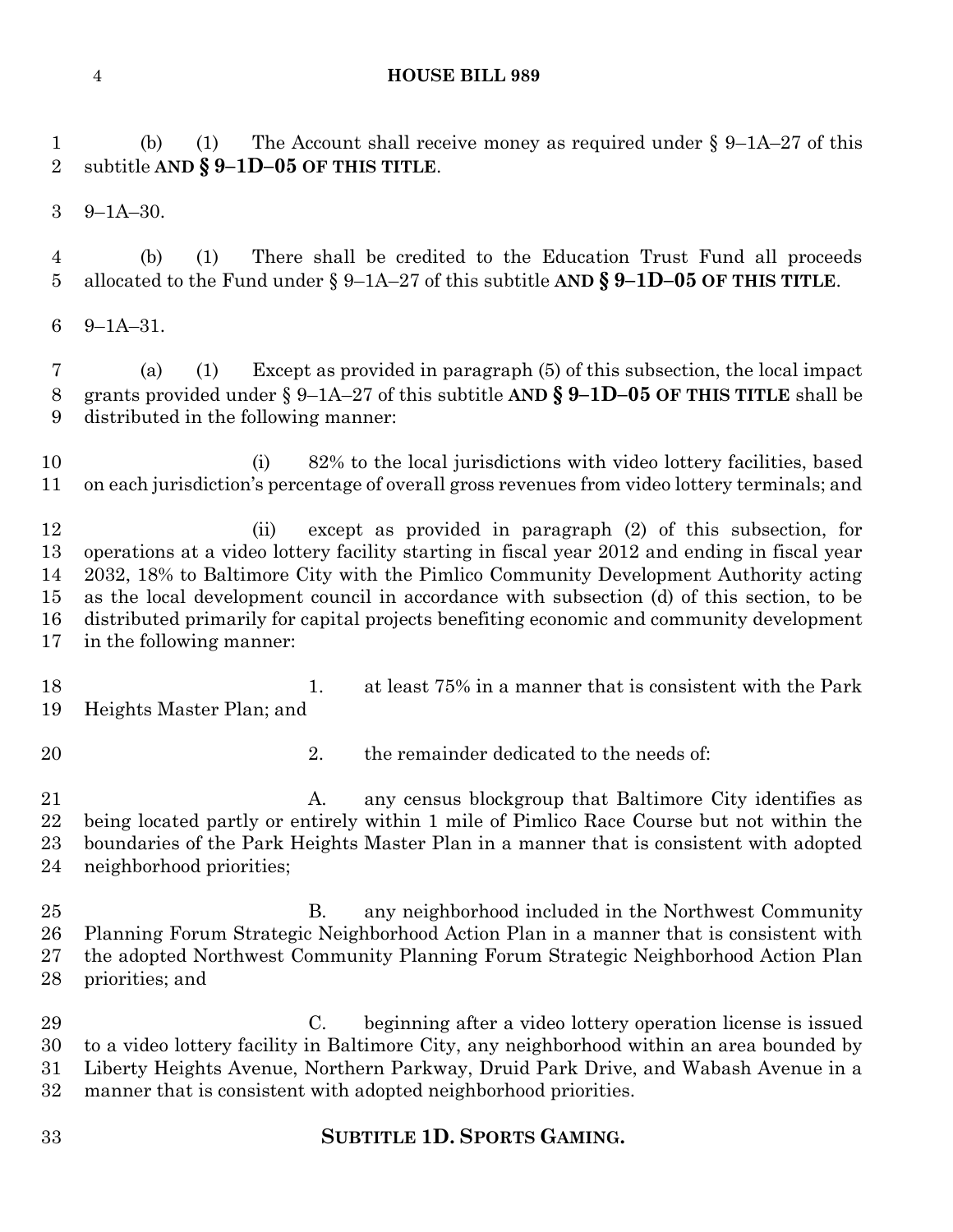(b) (1) The Account shall receive money as required under § 9–1A–27 of this subtitle **AND § 9–1D–05 OF THIS TITLE**.

9–1A–30.

(b) (1) There shall be credited to the Education Trust Fund all proceeds allocated to the Fund under § 9–1A–27 of this subtitle **AND § 9–1D–05 OF THIS TITLE**.

9–1A–31.

(a) (1) Except as provided in paragraph (5) of this subsection, the local impact grants provided under § 9–1A–27 of this subtitle **AND § 9–1D–05 OF THIS TITLE** shall be distributed in the following manner:

(i) 82% to the local jurisdictions with video lottery facilities, based on each jurisdiction's percentage of overall gross revenues from video lottery terminals; and

(ii) except as provided in paragraph (2) of this subsection, for operations at a video lottery facility starting in fiscal year 2012 and ending in fiscal year 2032, 18% to Baltimore City with the Pimlico Community Development Authority acting as the local development council in accordance with subsection (d) of this section, to be distributed primarily for capital projects benefiting economic and community development in the following manner:

1. at least 75% in a manner that is consistent with the Park Heights Master Plan; and

2. the remainder dedicated to the needs of:

A. any census blockgroup that Baltimore City identifies as being located partly or entirely within 1 mile of Pimlico Race Course but not within the boundaries of the Park Heights Master Plan in a manner that is consistent with adopted neighborhood priorities;

B. any neighborhood included in the Northwest Community Planning Forum Strategic Neighborhood Action Plan in a manner that is consistent with the adopted Northwest Community Planning Forum Strategic Neighborhood Action Plan priorities; and

C. beginning after a video lottery operation license is issued to a video lottery facility in Baltimore City, any neighborhood within an area bounded by Liberty Heights Avenue, Northern Parkway, Druid Park Drive, and Wabash Avenue in a manner that is consistent with adopted neighborhood priorities.

## SUBTITLE 1D. SPORTS GAMING.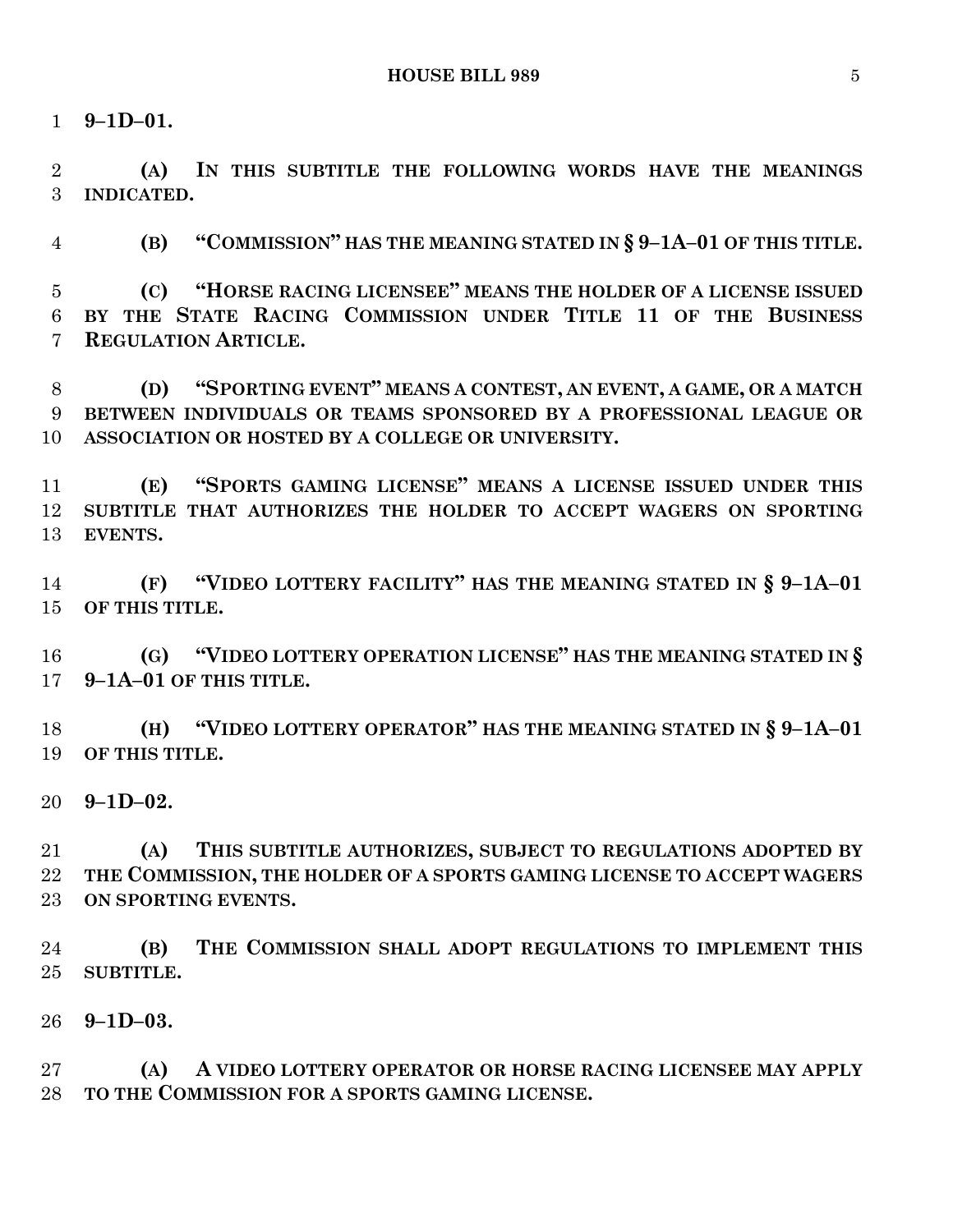**9–1D–01.**

**(A) IN THIS SUBTITLE THE FOLLOWING WORDS HAVE THE MEANINGS INDICATED.**

**(B) "COMMISSION" HAS THE MEANING STATED IN § 9–1A–01 OF THIS TITLE.**

**(C) "HORSE RACING LICENSEE" MEANS THE HOLDER OF A LICENSE ISSUED BY THE STATE RACING COMMISSION UNDER TITLE 11 OF THE BUSINESS REGULATION ARTICLE.**

**(D) "SPORTING EVENT" MEANS A CONTEST, AN EVENT, A GAME, OR A MATCH BETWEEN INDIVIDUALS OR TEAMS SPONSORED BY A PROFESSIONAL LEAGUE OR ASSOCIATION OR HOSTED BY A COLLEGE OR UNIVERSITY.**

**(E) "SPORTS GAMING LICENSE" MEANS A LICENSE ISSUED UNDER THIS SUBTITLE THAT AUTHORIZES THE HOLDER TO ACCEPT WAGERS ON SPORTING EVENTS.**

**(F) "VIDEO LOTTERY FACILITY" HAS THE MEANING STATED IN § 9–1A–01 OF THIS TITLE.**

**(G) "VIDEO LOTTERY OPERATION LICENSE" HAS THE MEANING STATED IN § 9–1A–01 OF THIS TITLE.**

**(H) "VIDEO LOTTERY OPERATOR" HAS THE MEANING STATED IN § 9–1A–01 OF THIS TITLE.**

**9–1D–02.**

**(A) THIS SUBTITLE AUTHORIZES, SUBJECT TO REGULATIONS ADOPTED BY THE COMMISSION, THE HOLDER OF A SPORTS GAMING LICENSE TO ACCEPT WAGERS ON SPORTING EVENTS.**

**(B) THE COMMISSION SHALL ADOPT REGULATIONS TO IMPLEMENT THIS SUBTITLE.**

**9–1D–03.**

**(A) A VIDEO LOTTERY OPERATOR OR HORSE RACING LICENSEE MAY APPLY TO THE COMMISSION FOR A SPORTS GAMING LICENSE.**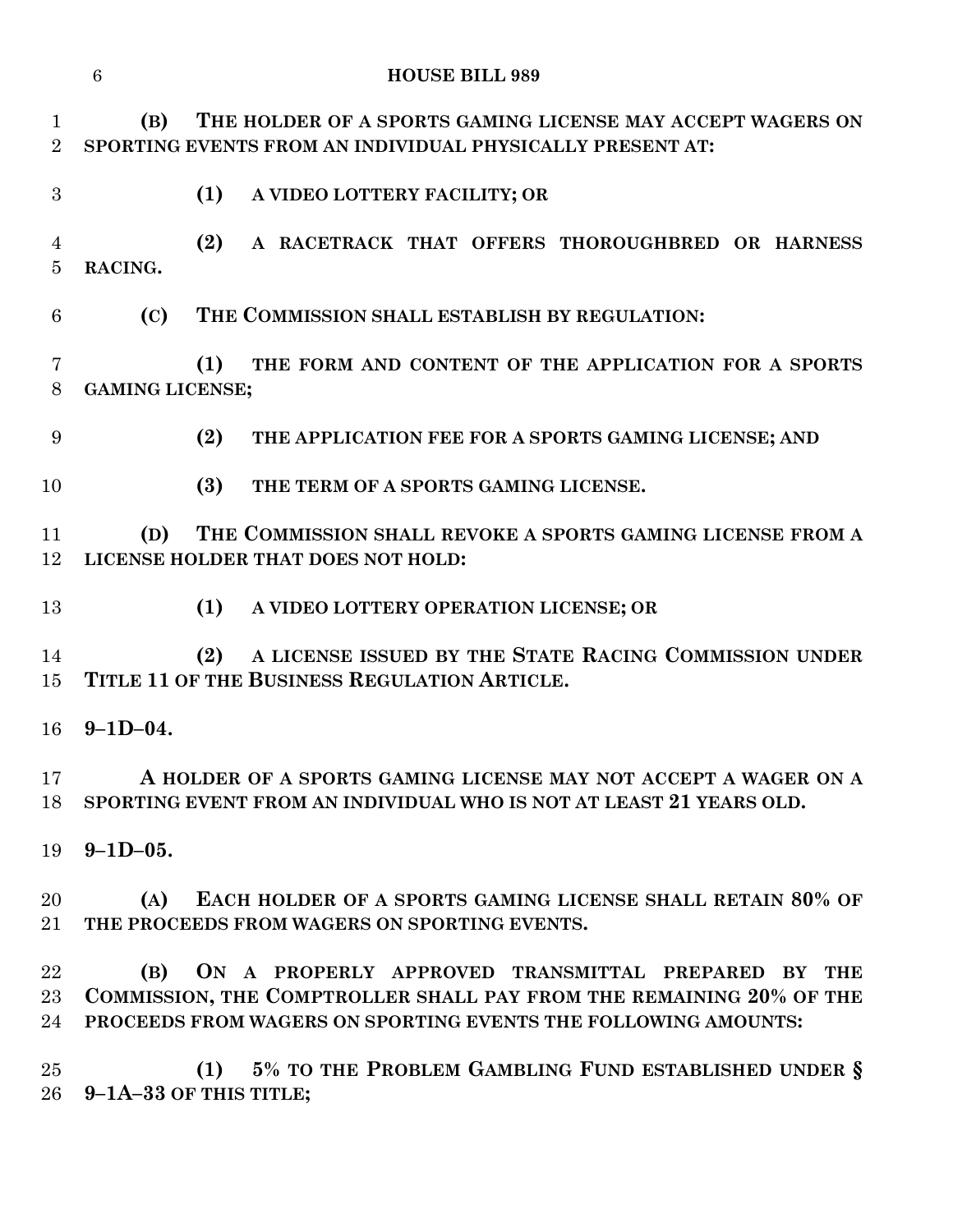**(B) THE HOLDER OF A SPORTS GAMING LICENSE MAY ACCEPT WAGERS ON SPORTING EVENTS FROM AN INDIVIDUAL PHYSICALLY PRESENT AT:**

**(1) A VIDEO LOTTERY FACILITY; OR**

**(2) A RACETRACK THAT OFFERS THOROUGHBRED OR HARNESS RACING.**

**(C) THE COMMISSION SHALL ESTABLISH BY REGULATION:**

**(1) THE FORM AND CONTENT OF THE APPLICATION FOR A SPORTS GAMING LICENSE;**

**(2) THE APPLICATION FEE FOR A SPORTS GAMING LICENSE; AND**

**(3) THE TERM OF A SPORTS GAMING LICENSE.**

**(D) THE COMMISSION SHALL REVOKE A SPORTS GAMING LICENSE FROM A LICENSE HOLDER THAT DOES NOT HOLD:**

**(1) A VIDEO LOTTERY OPERATION LICENSE; OR**

**(2) A LICENSE ISSUED BY THE STATE RACING COMMISSION UNDER TITLE 11 OF THE BUSINESS REGULATION ARTICLE.**

**9–1D–04.**

**A HOLDER OF A SPORTS GAMING LICENSE MAY NOT ACCEPT A WAGER ON A SPORTING EVENT FROM AN INDIVIDUAL WHO IS NOT AT LEAST 21 YEARS OLD.**

**9–1D–05.**

**(A) EACH HOLDER OF A SPORTS GAMING LICENSE SHALL RETAIN 80% OF THE PROCEEDS FROM WAGERS ON SPORTING EVENTS.**

**(B) ON A PROPERLY APPROVED TRANSMITTAL PREPARED BY THE COMMISSION, THE COMPTROLLER SHALL PAY FROM THE REMAINING 20% OF THE PROCEEDS FROM WAGERS ON SPORTING EVENTS THE FOLLOWING AMOUNTS:**

**(1) 5% TO THE PROBLEM GAMBLING FUND ESTABLISHED UNDER § 9–1A–33 OF THIS TITLE;**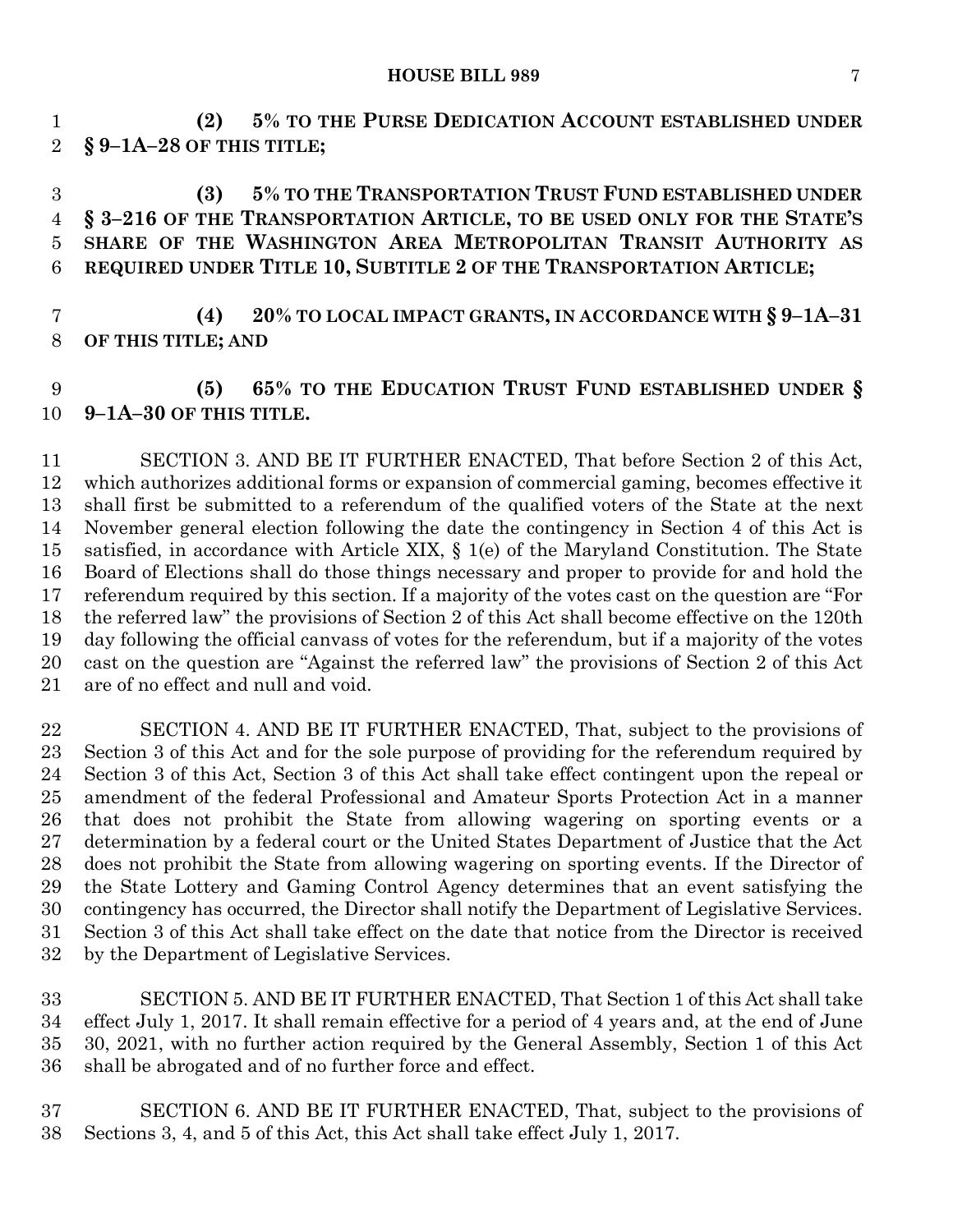**(2) 5% TO THE PURSE DEDICATION ACCOUNT ESTABLISHED UNDER § 9–1A–28 OF THIS TITLE;**

**(3) 5% TO THE TRANSPORTATION TRUST FUND ESTABLISHED UNDER § 3–216 OF THE TRANSPORTATION ARTICLE, TO BE USED ONLY FOR THE STATE'S SHARE OF THE WASHINGTON AREA METROPOLITAN TRANSIT AUTHORITY AS REQUIRED UNDER TITLE 10, SUBTITLE 2 OF THE TRANSPORTATION ARTICLE;**

**(4) 20% TO LOCAL IMPACT GRANTS, IN ACCORDANCE WITH § 9–1A–31 OF THIS TITLE; AND**

**(5) 65% TO THE EDUCATION TRUST FUND ESTABLISHED UNDER § 9–1A–30 OF THIS TITLE.**

SECTION 3. AND BE IT FURTHER ENACTED, That before Section 2 of this Act, which authorizes additional forms or expansion of commercial gaming, becomes effective it shall first be submitted to a referendum of the qualified voters of the State at the next November general election following the date the contingency in Section 4 of this Act is satisfied, in accordance with Article XIX, § 1(e) of the Maryland Constitution. The State Board of Elections shall do those things necessary and proper to provide for and hold the referendum required by this section. If a majority of the votes cast on the question are "For the referred law" the provisions of Section 2 of this Act shall become effective on the 120th day following the official canvass of votes for the referendum, but if a majority of the votes cast on the question are "Against the referred law" the provisions of Section 2 of this Act are of no effect and null and void.

SECTION 4. AND BE IT FURTHER ENACTED, That, subject to the provisions of Section 3 of this Act and for the sole purpose of providing for the referendum required by Section 3 of this Act, Section 3 of this Act shall take effect contingent upon the repeal or amendment of the federal Professional and Amateur Sports Protection Act in a manner that does not prohibit the State from allowing wagering on sporting events or a determination by a federal court or the United States Department of Justice that the Act does not prohibit the State from allowing wagering on sporting events. If the Director of the State Lottery and Gaming Control Agency determines that an event satisfying the contingency has occurred, the Director shall notify the Department of Legislative Services. Section 3 of this Act shall take effect on the date that notice from the Director is received by the Department of Legislative Services.

SECTION 5. AND BE IT FURTHER ENACTED, That Section 1 of this Act shall take effect July 1, 2017. It shall remain effective for a period of 4 years and, at the end of June 30, 2021, with no further action required by the General Assembly, Section 1 of this Act shall be abrogated and of no further force and effect.

SECTION 6. AND BE IT FURTHER ENACTED, That, subject to the provisions of Sections 3, 4, and 5 of this Act, this Act shall take effect July 1, 2017.